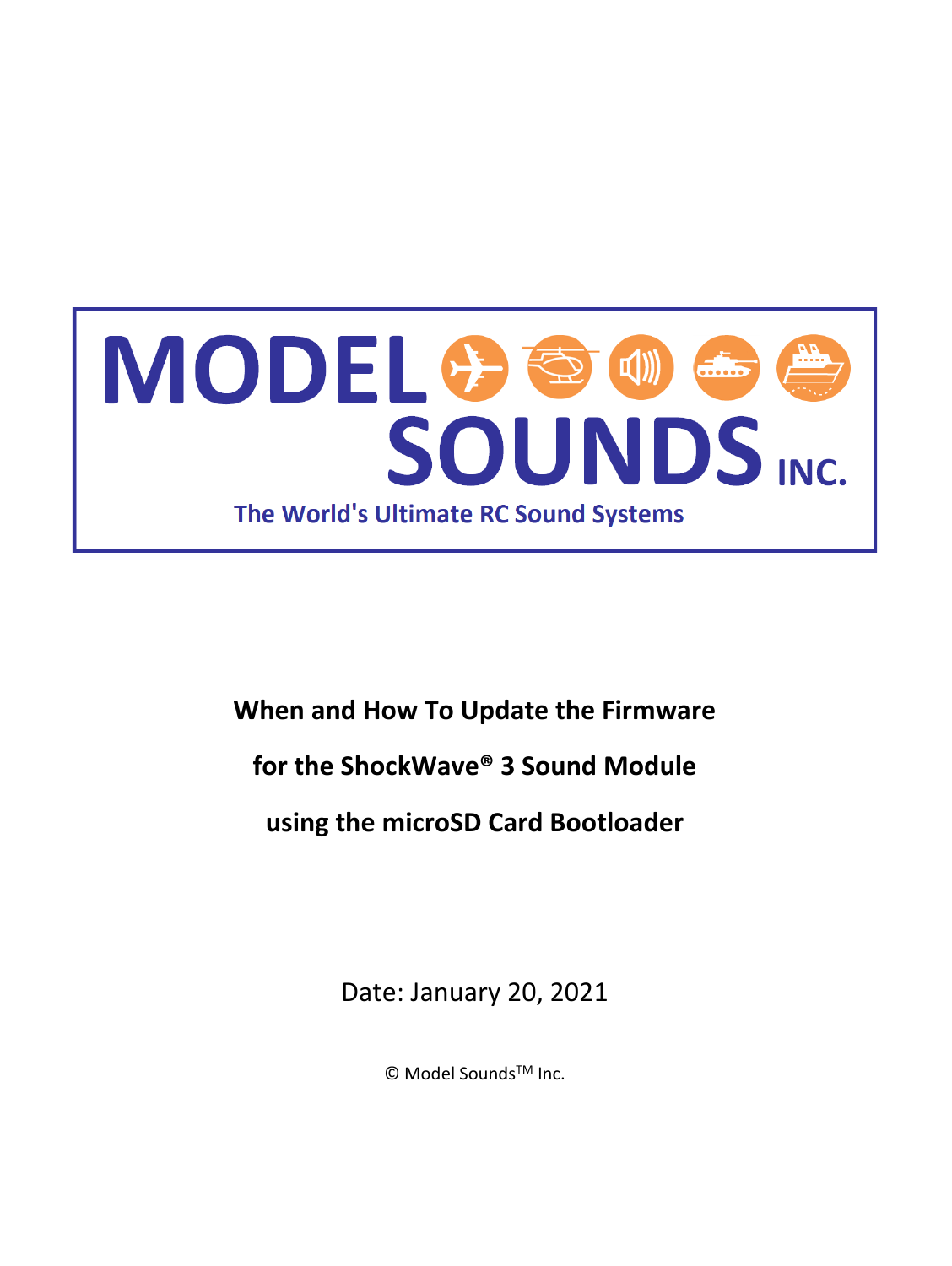MODEL SOUNDS INC.

The World's Ultimate RC Sound Systems

**When and How To Update the Firmware**

**for the ShockWave® 3 Sound Module**

**using the microSD Card Bootloader**

Date: January 20, 2021

© Model Sounds™ Inc.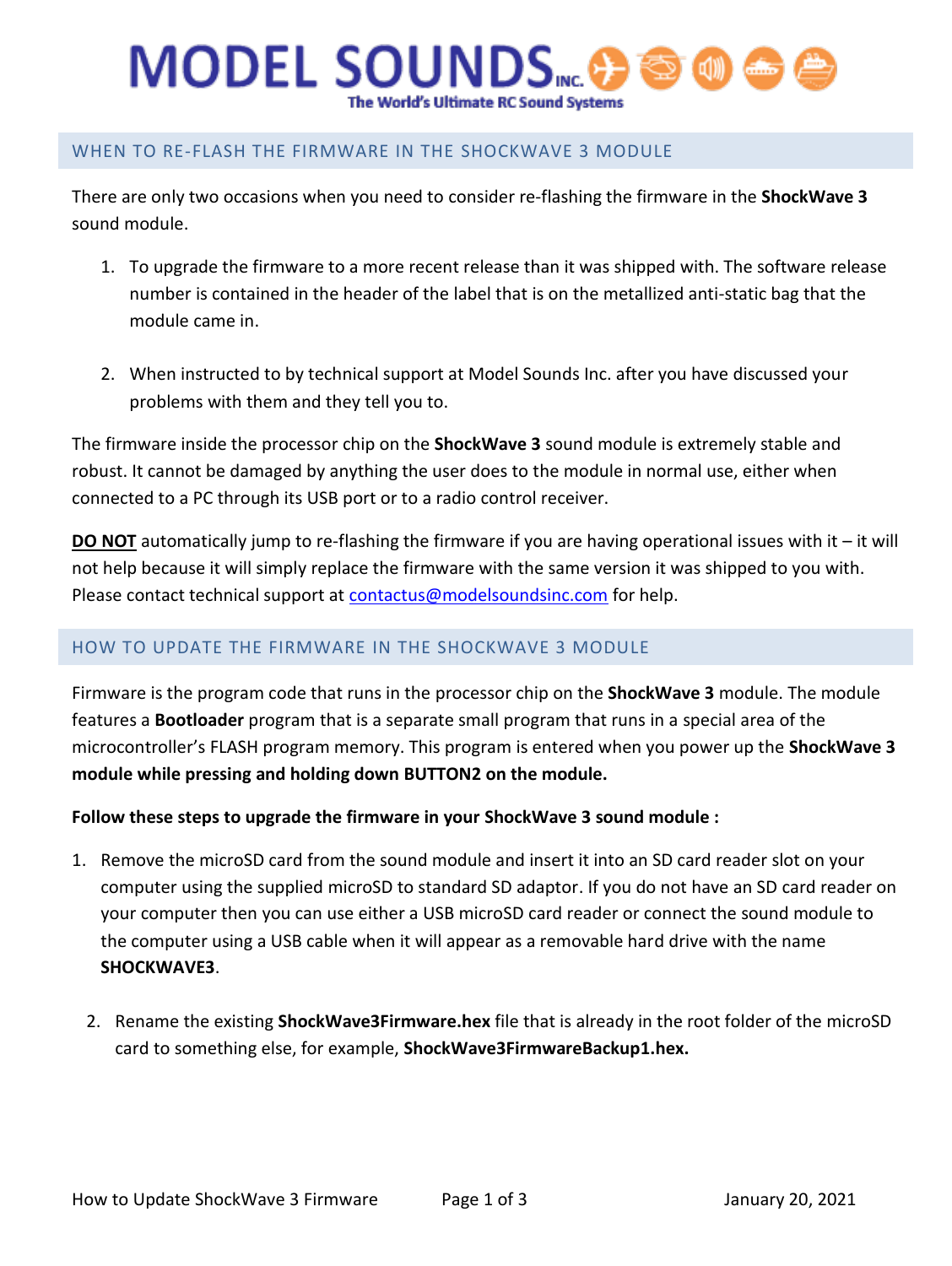# MODEL SOUNDS INC.

**The World's Ultimate RC Sound Systems**

## WHEN TO RE-FLASH THE FIRMWARE IN THE SHOCKWAVE 3 MODULE

There are only two occasions when you need to consider re-flashing the firmware in the **ShockWave 3** sound module.

1. To upgrade the firmware to a more recent release than it was shipped with. The software release number is contained in the header of the label that is on the metallized anti-static bag that the module came in.

2. When instructed to by technical support at Model Sounds Inc. after you have discussed your problems with them and they tell you to.

The firmware inside the processor chip on the **ShockWave 3** sound module is extremely stable and robust. It cannot be damaged by anything the user does to the module in normal use, either when connected to a PC through its USB port or to a radio control receiver.

**DO NOT** automatically jump to re-flashing the firmware if you are having operational issues with it – it will not help because it will simply replace the firmware with the same version it was shipped to you with. Please contact technical support at contactus@modelsoundsinc.com for help.

## HOW TO UPDATE THE FIRMWARE IN THE SHOCKWAVE 3 MODULE

Firmware is the program code that runs in the processor chip on the **ShockWave 3** module. The module features a **Bootloader** program that is a separate small program that runs in a special area of the microcontroller's FLASH program memory. This program is entered when you power up the **ShockWave 3 module while pressing and holding down BUTTON2 on the module.**

**Follow these steps to upgrade the firmware in your ShockWave 3 sound module :**

1. Remove the microSD card from the sound module and insert it into an SD card reader slot on your computer using the supplied microSD to standard SD adaptor. If you do not have an SD card reader on your computer then you can use either a USB microSD card reader or connect the sound module to the computer using a USB cable when it will appear as a removable hard drive with the name **SHOCKWAVE3**.

2. Rename the existing **ShockWave3Firmware.hex** file that is already in the root folder of the microSD card to something else, for example, **ShockWave3FirmwareBackup1.hex.**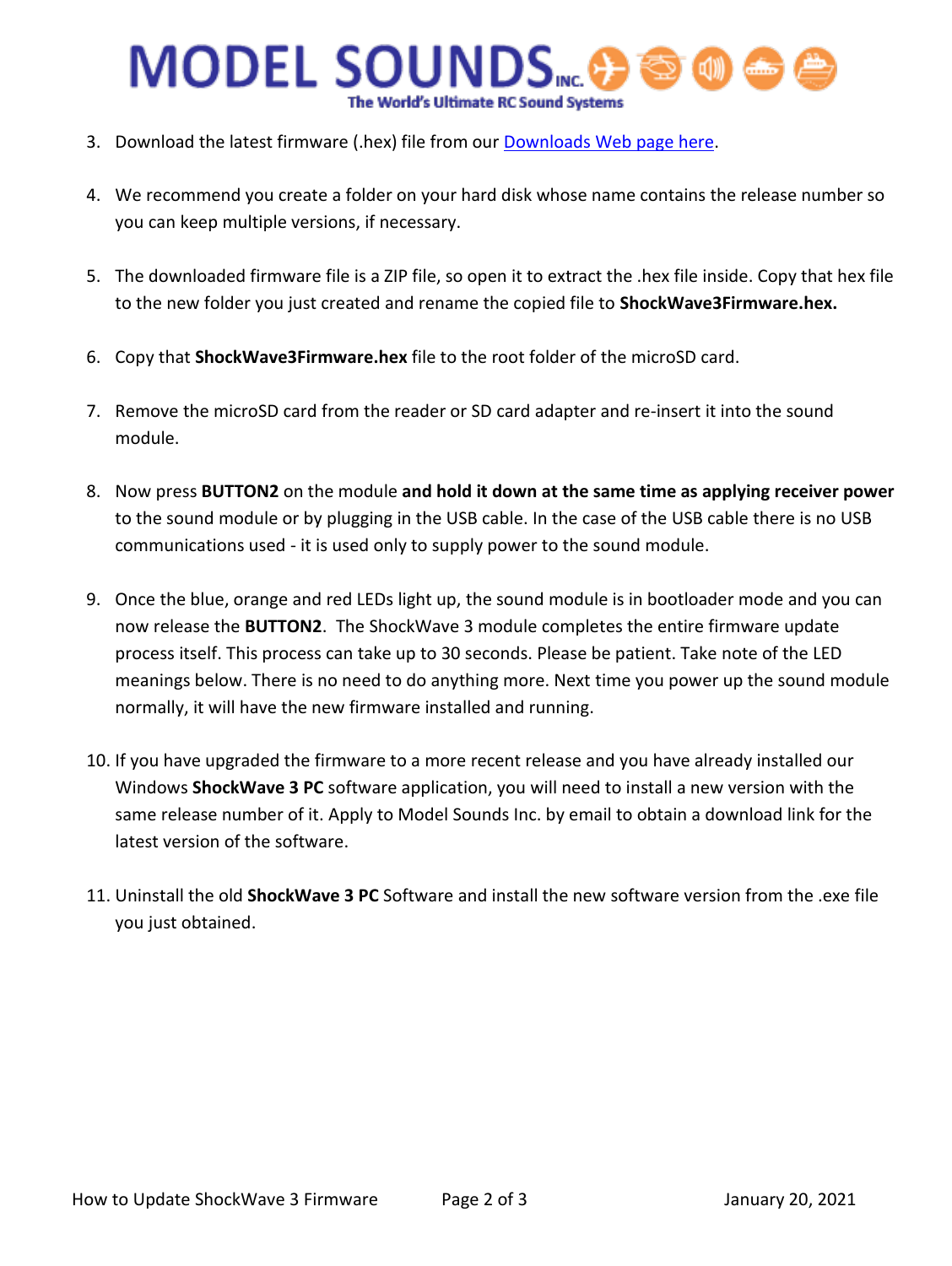3. Download the latest firmware (.hex) file from our [Downloads Web page here](#).

4. We recommend you create a folder on your hard disk whose name contains the release number so you can keep multiple versions, if necessary.

5. The downloaded firmware file is a ZIP file, so open it to extract the .hex file inside. Copy that hex file to the new folder you just created and rename the copied file to **ShockWave3Firmware.hex.**

6. Copy that **ShockWave3Firmware.hex** file to the root folder of the microSD card.

7. Remove the microSD card from the reader or SD card adapter and re-insert it into the sound module.

8. Now press **BUTTON2** on the module **and hold it down at the same time as applying receiver power** to the sound module or by plugging in the USB cable. In the case of the USB cable there is no USB communications used - it is used only to supply power to the sound module.

9. Once the blue, orange and red LEDs light up, the sound module is in bootloader mode and you can now release the **BUTTON2**. The ShockWave 3 module completes the entire firmware update process itself. This process can take up to 30 seconds. Please be patient. Take note of the LED meanings below. There is no need to do anything more. Next time you power up the sound module normally, it will have the new firmware installed and running.

10. If you have upgraded the firmware to a more recent release and you have already installed our Windows **ShockWave 3 PC** software application, you will need to install a new version with the same release number of it. Apply to Model Sounds Inc. by email to obtain a download link for the latest version of the software.

11. Uninstall the old **ShockWave 3 PC** Software and install the new software version from the .exe file you just obtained.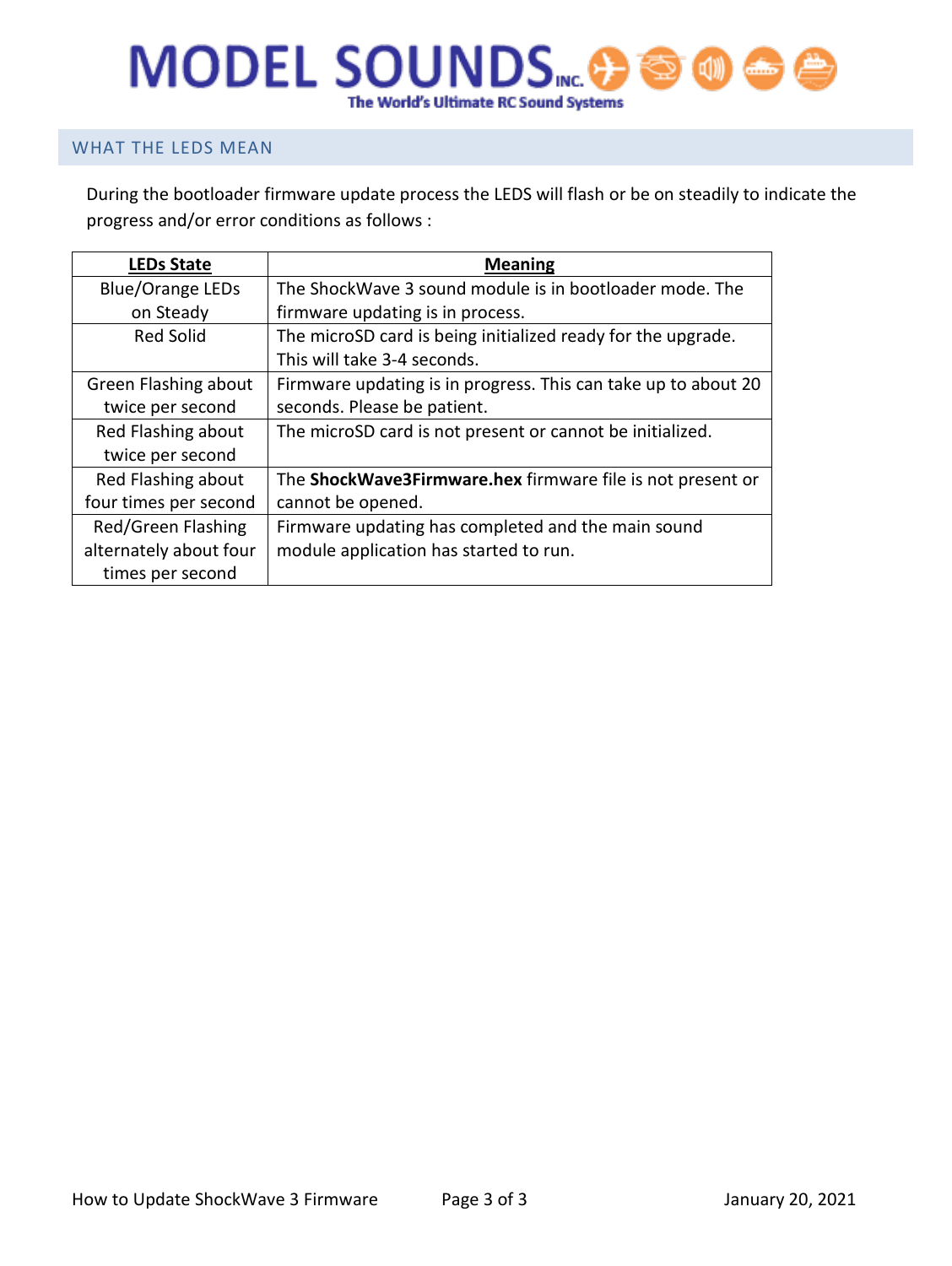## WHAT THE LEDS MEAN

During the bootloader firmware update process the LEDS will flash or be on steadily to indicate the progress and/or error conditions as follows :

| LEDs State | Meaning |
|---|---|
| Blue/Orange LEDs on Steady | The ShockWave 3 sound module is in bootloader mode. The firmware updating is in process. |
| Red Solid | The microSD card is being initialized ready for the upgrade. This will take 3-4 seconds. |
| Green Flashing about twice per second | Firmware updating is in progress. This can take up to about 20 seconds. Please be patient. |
| Red Flashing about twice per second | The microSD card is not present or cannot be initialized. |
| Red Flashing about four times per second | The **ShockWave3Firmware.hex** firmware file is not present or cannot be opened. |
| Red/Green Flashing alternately about four times per second | Firmware updating has completed and the main sound module application has started to run. |